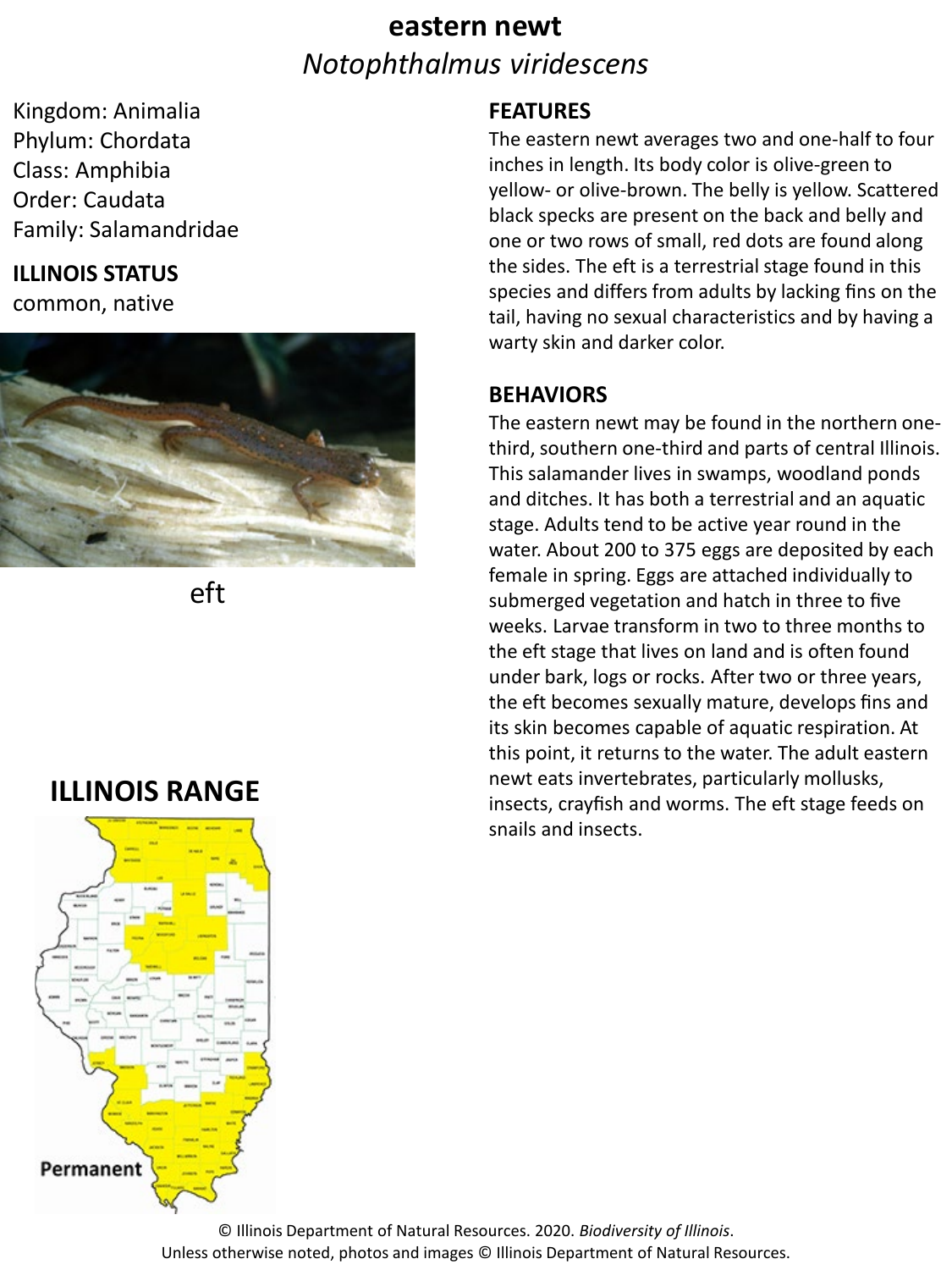# eastern newt

*Notophthalmus viridescens*

Kingdom: Animalia
Phylum: Chordata
Class: Amphibia
Order: Caudata
Family: Salamandridae

**ILLINOIS STATUS**

common, native

eft

## FEATURES

The eastern newt averages two and one-half to four inches in length. Its body color is olive-green to yellow- or olive-brown. The belly is yellow. Scattered black specks are present on the back and belly and one or two rows of small, red dots are found along the sides. The eft is a terrestrial stage found in this species and differs from adults by lacking fins on the tail, having no sexual characteristics and by having a warty skin and darker color.

## BEHAVIORS

The eastern newt may be found in the northern one-third, southern one-third and parts of central Illinois. This salamander lives in swamps, woodland ponds and ditches. It has both a terrestrial and an aquatic stage. Adults tend to be active year round in the water. About 200 to 375 eggs are deposited by each female in spring. Eggs are attached individually to submerged vegetation and hatch in three to five weeks. Larvae transform in two to three months to the eft stage that lives on land and is often found under bark, logs or rocks. After two or three years, the eft becomes sexually mature, develops fins and its skin becomes capable of aquatic respiration. At this point, it returns to the water. The adult eastern newt eats invertebrates, particularly mollusks, insects, crayfish and worms. The eft stage feeds on snails and insects.

## ILLINOIS RANGE

Permanent

© Illinois Department of Natural Resources. 2020. *Biodiversity of Illinois*.
Unless otherwise noted, photos and images © Illinois Department of Natural Resources.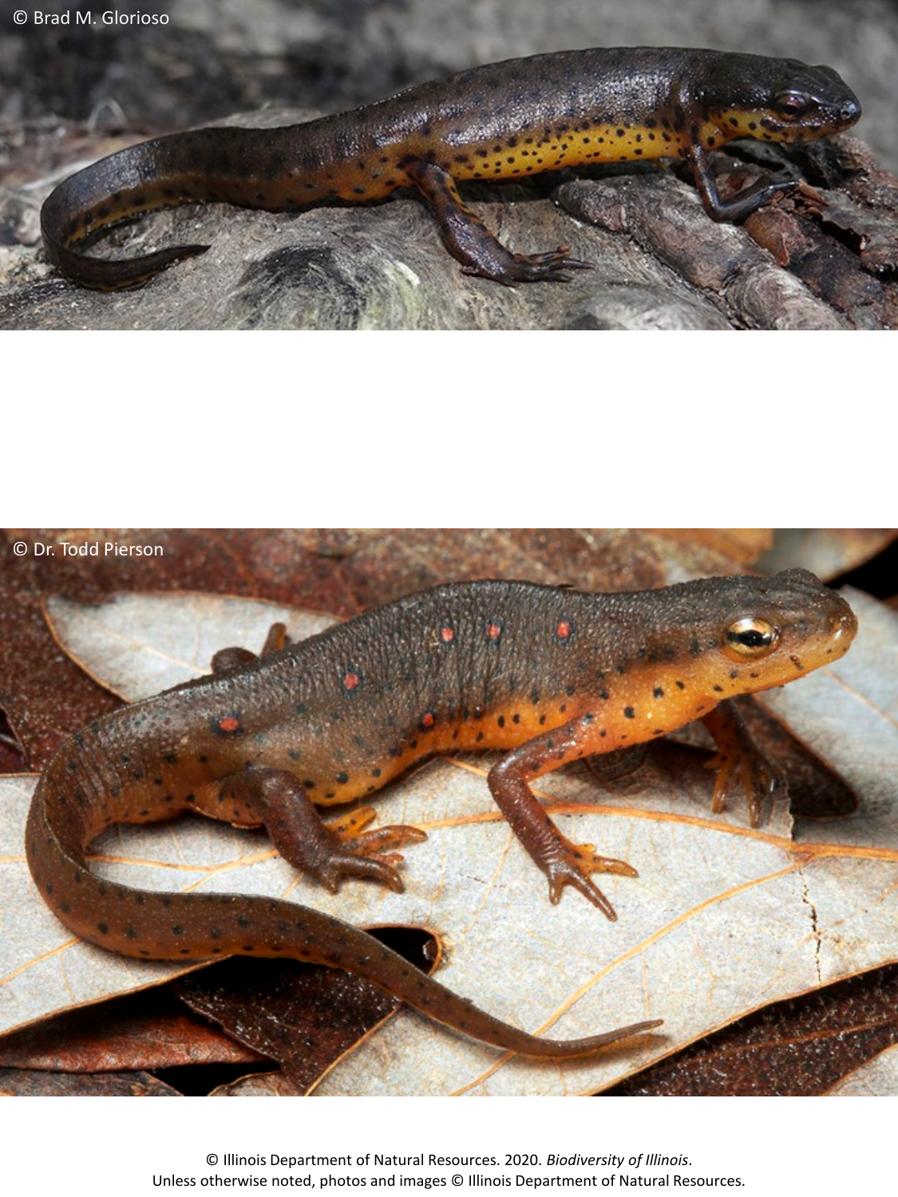© Brad M. Glorioso

© Dr. Todd Pierson

© Illinois Department of Natural Resources. 2020. *Biodiversity of Illinois*.
Unless otherwise noted, photos and images © Illinois Department of Natural Resources.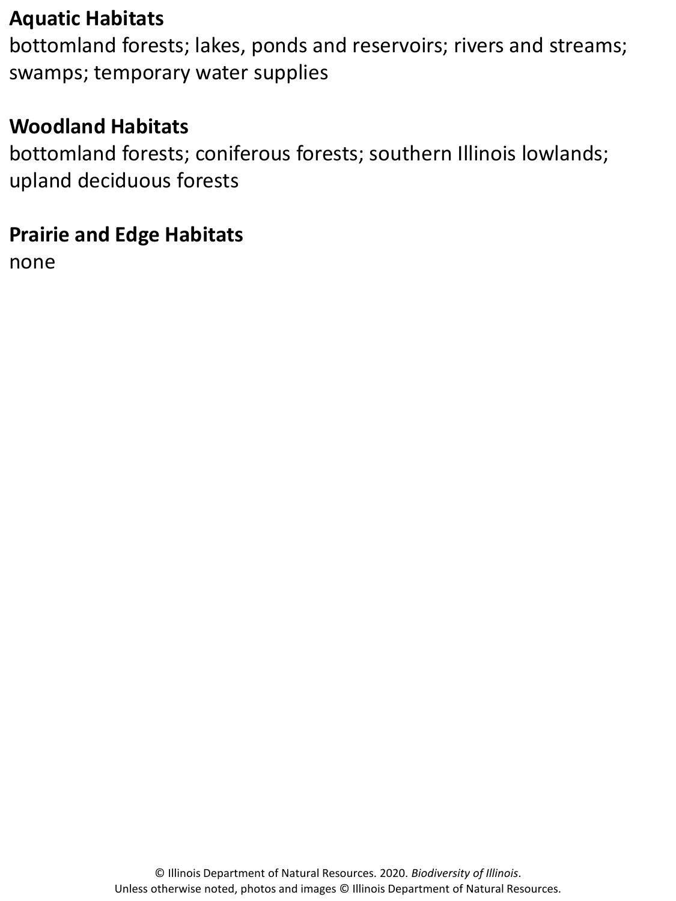**Aquatic Habitats**

bottomland forests; lakes, ponds and reservoirs; rivers and streams; swamps; temporary water supplies

**Woodland Habitats**

bottomland forests; coniferous forests; southern Illinois lowlands; upland deciduous forests

**Prairie and Edge Habitats**

none

© Illinois Department of Natural Resources. 2020. *Biodiversity of Illinois*.
Unless otherwise noted, photos and images © Illinois Department of Natural Resources.